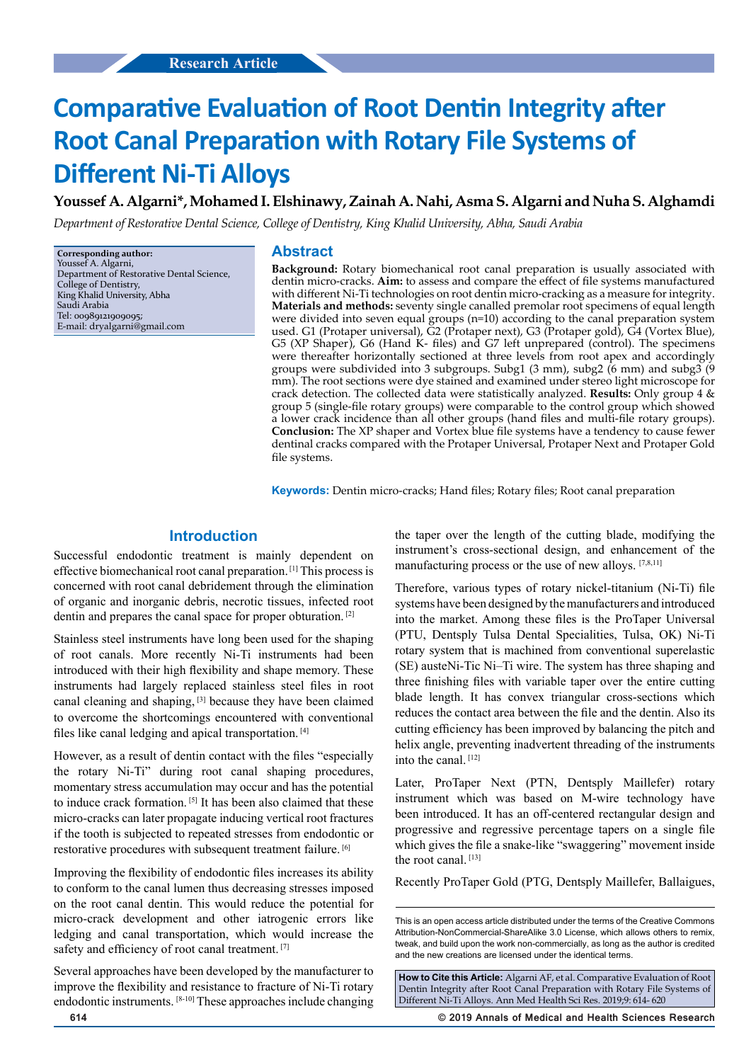Research Article

# Comparative Evaluation of Root Dentin Integrity after Root Canal Preparation with Rotary File Systems of Different Ni-Ti Alloys

**Youssef A. Algarni\*, Mohamed I. Elshinawy, Zainah A. Nahi, Asma S. Algarni and Nuha S. Alghamdi**

*Department of Restorative Dental Science, College of Dentistry, King Khalid University, Abha, Saudi Arabia*

**Corresponding author:**
Youssef A. Algarni,
Department of Restorative Dental Science,
College of Dentistry,
King Khalid University, Abha
Saudi Arabia
Tel: 00989121909095;
E-mail: dryalgarni@gmail.com

## Abstract

**Background:** Rotary biomechanical root canal preparation is usually associated with dentin micro-cracks. **Aim:** to assess and compare the effect of file systems manufactured with different Ni-Ti technologies on root dentin micro-cracking as a measure for integrity. **Materials and methods:** seventy single canalled premolar root specimens of equal length were divided into seven equal groups (n=10) according to the canal preparation system used. G1 (Protaper universal), G2 (Protaper next), G3 (Protaper gold), G4 (Vortex Blue), G5 (XP Shaper), G6 (Hand K- files) and G7 left unprepared (control). The specimens were thereafter horizontally sectioned at three levels from root apex and accordingly groups were subdivided into 3 subgroups. Subg1 (3 mm), subg2 (6 mm) and subg3 (9 mm). The root sections were dye stained and examined under stereo light microscope for crack detection. The collected data were statistically analyzed. **Results:** Only group 4 & group 5 (single-file rotary groups) were comparable to the control group which showed a lower crack incidence than all other groups (hand files and multi-file rotary groups). **Conclusion:** The XP shaper and Vortex blue file systems have a tendency to cause fewer dentinal cracks compared with the Protaper Universal, Protaper Next and Protaper Gold file systems.

**Keywords:** Dentin micro-cracks; Hand files; Rotary files; Root canal preparation

## Introduction

Successful endodontic treatment is mainly dependent on effective biomechanical root canal preparation. [1] This process is concerned with root canal debridement through the elimination of organic and inorganic debris, necrotic tissues, infected root dentin and prepares the canal space for proper obturation. [2]

Stainless steel instruments have long been used for the shaping of root canals. More recently Ni-Ti instruments had been introduced with their high flexibility and shape memory. These instruments had largely replaced stainless steel files in root canal cleaning and shaping, [3] because they have been claimed to overcome the shortcomings encountered with conventional files like canal ledging and apical transportation. [4]

However, as a result of dentin contact with the files "especially the rotary Ni-Ti" during root canal shaping procedures, momentary stress accumulation may occur and has the potential to induce crack formation. [5] It has been also claimed that these micro-cracks can later propagate inducing vertical root fractures if the tooth is subjected to repeated stresses from endodontic or restorative procedures with subsequent treatment failure. [6]

Improving the flexibility of endodontic files increases its ability to conform to the canal lumen thus decreasing stresses imposed on the root canal dentin. This would reduce the potential for micro-crack development and other iatrogenic errors like ledging and canal transportation, which would increase the safety and efficiency of root canal treatment. [7]

Several approaches have been developed by the manufacturer to improve the flexibility and resistance to fracture of Ni-Ti rotary endodontic instruments. [8-10] These approaches include changing the taper over the length of the cutting blade, modifying the instrument's cross-sectional design, and enhancement of the manufacturing process or the use of new alloys. [7,8,11]

Therefore, various types of rotary nickel-titanium (Ni-Ti) file systems have been designed by the manufacturers and introduced into the market. Among these files is the ProTaper Universal (PTU, Dentsply Tulsa Dental Specialities, Tulsa, OK) Ni-Ti rotary system that is machined from conventional superelastic (SE) austeNi-Tic Ni–Ti wire. The system has three shaping and three finishing files with variable taper over the entire cutting blade length. It has convex triangular cross-sections which reduces the contact area between the file and the dentin. Also its cutting efficiency has been improved by balancing the pitch and helix angle, preventing inadvertent threading of the instruments into the canal. [12]

Later, ProTaper Next (PTN, Dentsply Maillefer) rotary instrument which was based on M-wire technology have been introduced. It has an off-centered rectangular design and progressive and regressive percentage tapers on a single file which gives the file a snake-like "swaggering" movement inside the root canal. [13]

Recently ProTaper Gold (PTG, Dentsply Maillefer, Ballaigues,

This is an open access article distributed under the terms of the Creative Commons Attribution-NonCommercial-ShareAlike 3.0 License, which allows others to remix, tweak, and build upon the work non-commercially, as long as the author is credited and the new creations are licensed under the identical terms.

**How to Cite this Article:** Algarni AF, et al. Comparative Evaluation of Root Dentin Integrity after Root Canal Preparation with Rotary File Systems of Different Ni-Ti Alloys. Ann Med Health Sci Res. 2019;9: 614- 620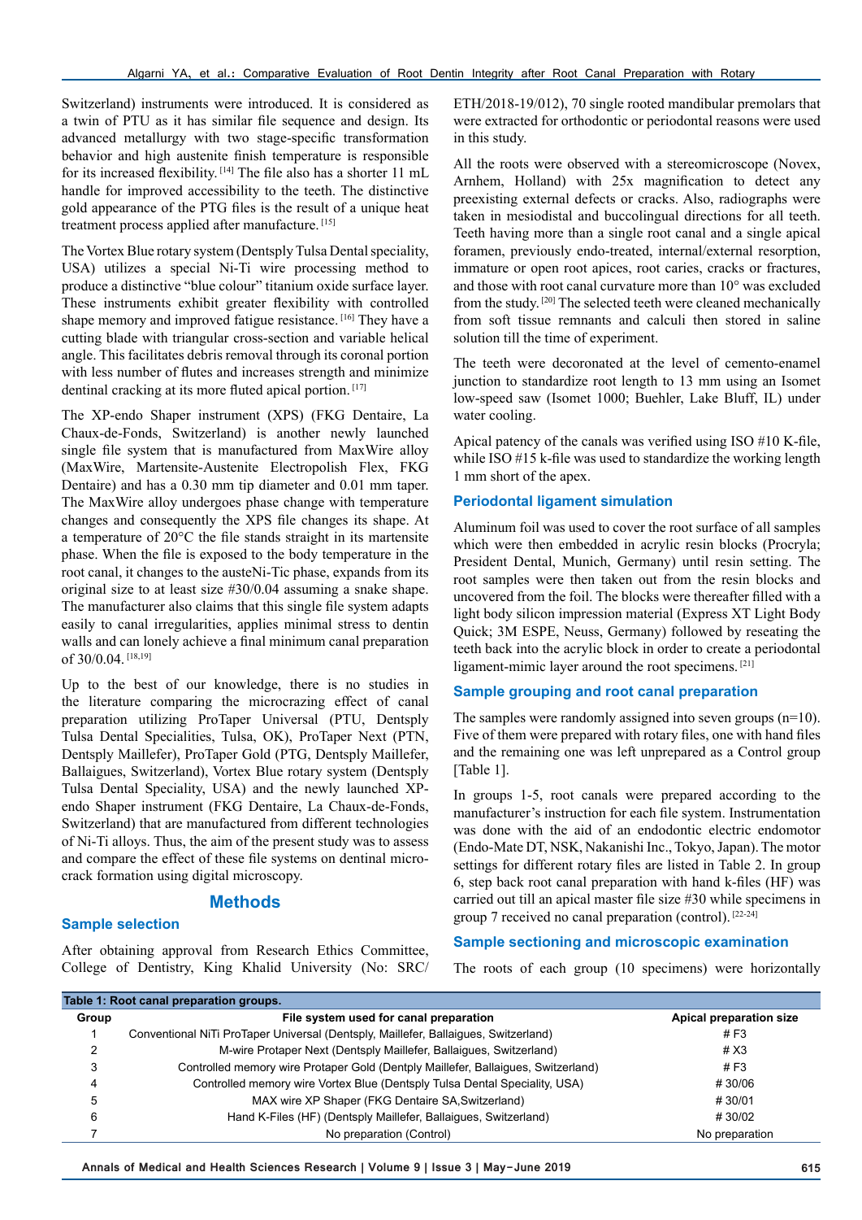Switzerland) instruments were introduced. It is considered as a twin of PTU as it has similar file sequence and design. Its advanced metallurgy with two stage-specific transformation behavior and high austenite finish temperature is responsible for its increased flexibility. [14] The file also has a shorter 11 mL handle for improved accessibility to the teeth. The distinctive gold appearance of the PTG files is the result of a unique heat treatment process applied after manufacture. [15]

The Vortex Blue rotary system (Dentsply Tulsa Dental speciality, USA) utilizes a special Ni-Ti wire processing method to produce a distinctive "blue colour" titanium oxide surface layer. These instruments exhibit greater flexibility with controlled shape memory and improved fatigue resistance. [16] They have a cutting blade with triangular cross-section and variable helical angle. This facilitates debris removal through its coronal portion with less number of flutes and increases strength and minimize dentinal cracking at its more fluted apical portion. [17]

The XP-endo Shaper instrument (XPS) (FKG Dentaire, La Chaux-de-Fonds, Switzerland) is another newly launched single file system that is manufactured from MaxWire alloy (MaxWire, Martensite-Austenite Electropolish Flex, FKG Dentaire) and has a 0.30 mm tip diameter and 0.01 mm taper. The MaxWire alloy undergoes phase change with temperature changes and consequently the XPS file changes its shape. At a temperature of 20°C the file stands straight in its martensite phase. When the file is exposed to the body temperature in the root canal, it changes to the austeNi-Tic phase, expands from its original size to at least size #30/0.04 assuming a snake shape. The manufacturer also claims that this single file system adapts easily to canal irregularities, applies minimal stress to dentin walls and can lonely achieve a final minimum canal preparation of 30/0.04. [18,19]

Up to the best of our knowledge, there is no studies in the literature comparing the microcrazing effect of canal preparation utilizing ProTaper Universal (PTU, Dentsply Tulsa Dental Specialities, Tulsa, OK), ProTaper Next (PTN, Dentsply Maillefer), ProTaper Gold (PTG, Dentsply Maillefer, Ballaigues, Switzerland), Vortex Blue rotary system (Dentsply Tulsa Dental Speciality, USA) and the newly launched XP-endo Shaper instrument (FKG Dentaire, La Chaux-de-Fonds, Switzerland) that are manufactured from different technologies of Ni-Ti alloys. Thus, the aim of the present study was to assess and compare the effect of these file systems on dentinal micro-crack formation using digital microscopy.

## Methods

### Sample selection

After obtaining approval from Research Ethics Committee, College of Dentistry, King Khalid University (No: SRC/ETH/2018-19/012), 70 single rooted mandibular premolars that were extracted for orthodontic or periodontal reasons were used in this study.

All the roots were observed with a stereomicroscope (Novex, Arnhem, Holland) with 25x magnification to detect any preexisting external defects or cracks. Also, radiographs were taken in mesiodistal and buccolingual directions for all teeth. Teeth having more than a single root canal and a single apical foramen, previously endo-treated, internal/external resorption, immature or open root apices, root caries, cracks or fractures, and those with root canal curvature more than 10° was excluded from the study. [20] The selected teeth were cleaned mechanically from soft tissue remnants and calculi then stored in saline solution till the time of experiment.

The teeth were decoronated at the level of cemento-enamel junction to standardize root length to 13 mm using an Isomet low-speed saw (Isomet 1000; Buehler, Lake Bluff, IL) under water cooling.

Apical patency of the canals was verified using ISO #10 K-file, while ISO #15 k-file was used to standardize the working length 1 mm short of the apex.

### Periodontal ligament simulation

Aluminum foil was used to cover the root surface of all samples which were then embedded in acrylic resin blocks (Procryla; President Dental, Munich, Germany) until resin setting. The root samples were then taken out from the resin blocks and uncovered from the foil. The blocks were thereafter filled with a light body silicon impression material (Express XT Light Body Quick; 3M ESPE, Neuss, Germany) followed by reseating the teeth back into the acrylic block in order to create a periodontal ligament-mimic layer around the root specimens. [21]

### Sample grouping and root canal preparation

The samples were randomly assigned into seven groups (n=10). Five of them were prepared with rotary files, one with hand files and the remaining one was left unprepared as a Control group [Table 1].

In groups 1-5, root canals were prepared according to the manufacturer's instruction for each file system. Instrumentation was done with the aid of an endodontic electric endomotor (Endo-Mate DT, NSK, Nakanishi Inc., Tokyo, Japan). The motor settings for different rotary files are listed in Table 2. In group 6, step back root canal preparation with hand k-files (HF) was carried out till an apical master file size #30 while specimens in group 7 received no canal preparation (control). [22-24]

### Sample sectioning and microscopic examination

The roots of each group (10 specimens) were horizontally

**Table 1: Root canal preparation groups.**

| Group | File system used for canal preparation | Apical preparation size |
|---|---|---|
| 1 | Conventional NiTi ProTaper Universal (Dentsply, Maillefer, Ballaigues, Switzerland) | # F3 |
| 2 | M-wire Protaper Next (Dentsply Maillefer, Ballaigues, Switzerland) | # X3 |
| 3 | Controlled memory wire Protaper Gold (Dentply Maillefer, Ballaigues, Switzerland) | # F3 |
| 4 | Controlled memory wire Vortex Blue (Dentsply Tulsa Dental Speciality, USA) | # 30/06 |
| 5 | MAX wire XP Shaper (FKG Dentaire SA,Switzerland) | # 30/01 |
| 6 | Hand K-Files (HF) (Dentsply Maillefer, Ballaigues, Switzerland) | # 30/02 |
| 7 | No preparation (Control) | No preparation |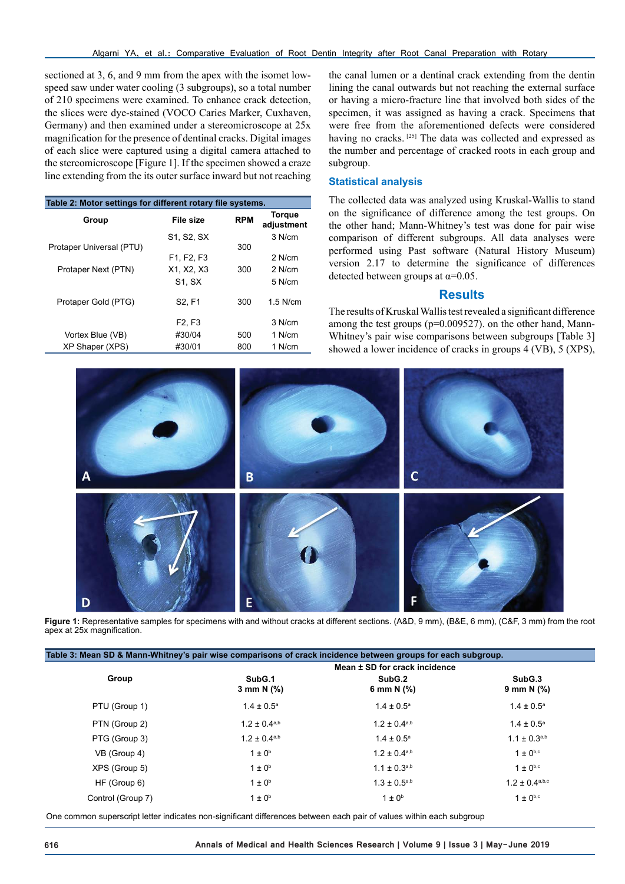sectioned at 3, 6, and 9 mm from the apex with the isomet low-speed saw under water cooling (3 subgroups), so a total number of 210 specimens were examined. To enhance crack detection, the slices were dye-stained (VOCO Caries Marker, Cuxhaven, Germany) and then examined under a stereomicroscope at 25x magnification for the presence of dentinal cracks. Digital images of each slice were captured using a digital camera attached to the stereomicroscope [Figure 1]. If the specimen showed a craze line extending from the its outer surface inward but not reaching the canal lumen or a dentinal crack extending from the dentin lining the canal outwards but not reaching the external surface or having a micro-fracture line that involved both sides of the specimen, it was assigned as having a crack. Specimens that were free from the aforementioned defects were considered having no cracks. [25] The data was collected and expressed as the number and percentage of cracked roots in each group and subgroup.

**Table 2: Motor settings for different rotary file systems.**

| Group | File size | RPM | Torque adjustment |
|---|---|---|---|
| Protaper Universal (PTU) | S1, S2, SX | 300 | 3 N/cm |
| | F1, F2, F3 | | 2 N/cm |
| Protaper Next (PTN) | X1, X2, X3 | 300 | 2 N/cm |
| | S1, SX | | 5 N/cm |
| Protaper Gold (PTG) | S2, F1 | 300 | 1.5 N/cm |
| | F2, F3 | | 3 N/cm |
| Vortex Blue (VB) | #30/04 | 500 | 1 N/cm |
| XP Shaper (XPS) | #30/01 | 800 | 1 N/cm |

## Statistical analysis

The collected data was analyzed using Kruskal-Wallis to stand on the significance of difference among the test groups. On the other hand; Mann-Whitney's test was done for pair wise comparison of different subgroups. All data analyses were performed using Past software (Natural History Museum) version 2.17 to determine the significance of differences detected between groups at $\alpha$=0.05.

# Results

The results of Kruskal Wallis test revealed a significant difference among the test groups (p=0.009527). on the other hand, Mann-Whitney's pair wise comparisons between subgroups [Table 3] showed a lower incidence of cracks in groups 4 (VB), 5 (XPS),

**Figure 1:** Representative samples for specimens with and without cracks at different sections. (A&D, 9 mm), (B&E, 6 mm), (C&F, 3 mm) from the root apex at 25x magnification.

**Table 3: Mean SD & Mann-Whitney's pair wise comparisons of crack incidence between groups for each subgroup.**

| Group | Mean ± SD for crack incidence | | |
|---|---|---|---|
| | SubG.1 3 mm N (%) | SubG.2 6 mm N (%) | SubG.3 9 mm N (%) |
| PTU (Group 1) | 1.4 ± 0.5[a] | 1.4 ± 0.5[a] | 1.4 ± 0.5[a] |
| PTN (Group 2) | 1.2 ± 0.4[a,b] | 1.2 ± 0.4[a,b] | 1.4 ± 0.5[a] |
| PTG (Group 3) | 1.2 ± 0.4[a,b] | 1.4 ± 0.5[a] | 1.1 ± 0.3[a,b] |
| VB (Group 4) | 1 ± 0[b] | 1.2 ± 0.4[a,b] | 1 ± 0[b,c] |
| XPS (Group 5) | 1 ± 0[b] | 1.1 ± 0.3[a,b] | 1 ± 0[b,c] |
| HF (Group 6) | 1 ± 0[b] | 1.3 ± 0.5[a,b] | 1.2 ± 0.4[a,b,c] |
| Control (Group 7) | 1 ± 0[b] | 1 ± 0[b] | 1 ± 0[b,c] |

One common superscript letter indicates non-significant differences between each pair of values within each subgroup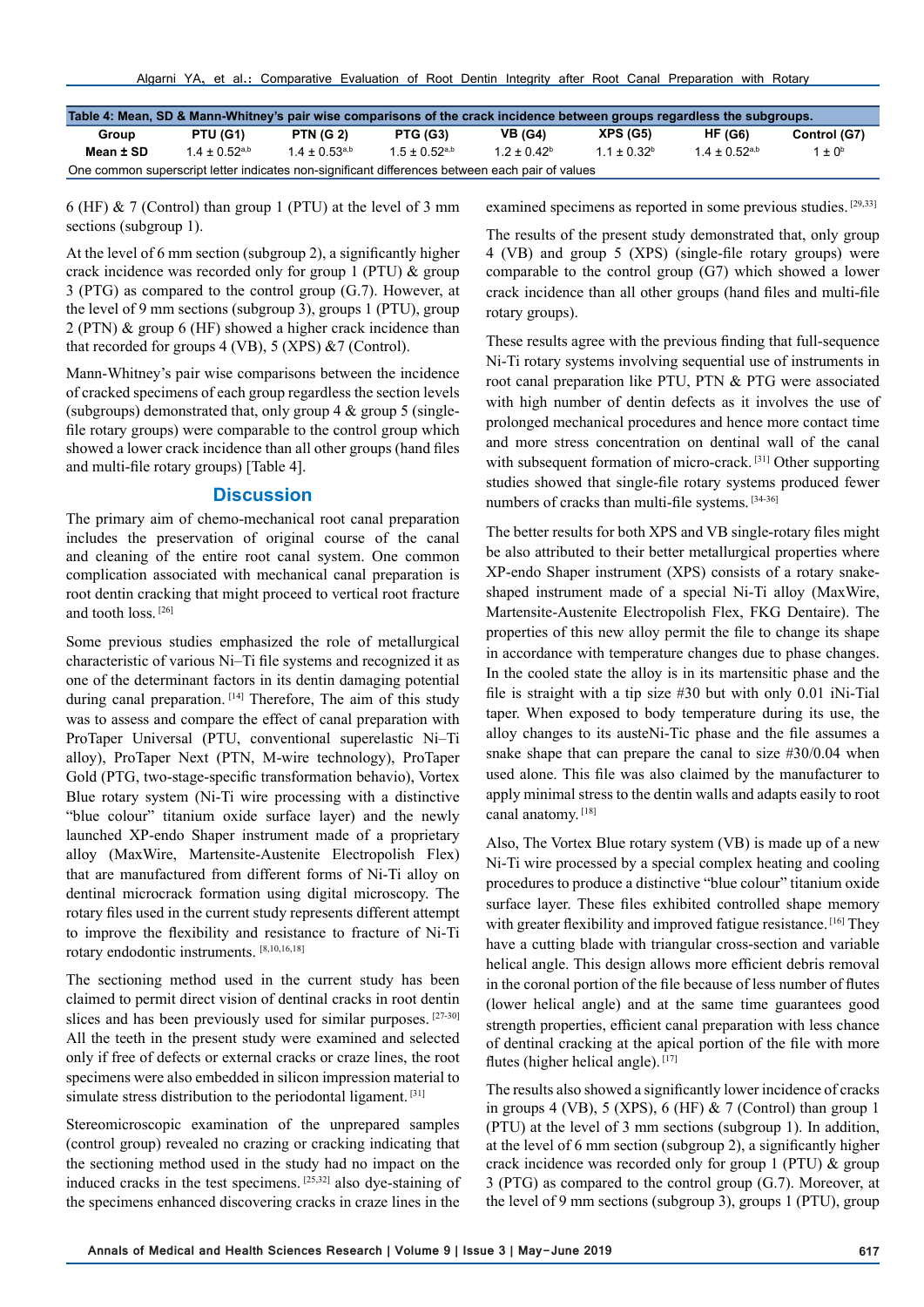Table 4: Mean, SD & Mann-Whitney's pair wise comparisons of the crack incidence between groups regardless the subgroups.

| Group | PTU (G1) | PTN (G 2) | PTG (G3) | VB (G4) | XPS (G5) | HF (G6) | Control (G7) |
|---|---|---|---|---|---|---|---|
| Mean ± SD | 1.4 ± 0.52[a,b] | 1.4 ± 0.53[a,b] | 1.5 ± 0.52[a,b] | 1.2 ± 0.42[b] | 1.1 ± 0.32[b] | 1.4 ± 0.52[a,b] | 1 ± 0[b] |

One common superscript letter indicates non-significant differences between each pair of values

6 (HF) & 7 (Control) than group 1 (PTU) at the level of 3 mm sections (subgroup 1).

At the level of 6 mm section (subgroup 2), a significantly higher crack incidence was recorded only for group 1 (PTU) & group 3 (PTG) as compared to the control group (G.7). However, at the level of 9 mm sections (subgroup 3), groups 1 (PTU), group 2 (PTN) & group 6 (HF) showed a higher crack incidence than that recorded for groups 4 (VB), 5 (XPS) &7 (Control).

Mann-Whitney's pair wise comparisons between the incidence of cracked specimens of each group regardless the section levels (subgroups) demonstrated that, only group 4 & group 5 (single-file rotary groups) were comparable to the control group which showed a lower crack incidence than all other groups (hand files and multi-file rotary groups) [Table 4].

## Discussion

The primary aim of chemo-mechanical root canal preparation includes the preservation of original course of the canal and cleaning of the entire root canal system. One common complication associated with mechanical canal preparation is root dentin cracking that might proceed to vertical root fracture and tooth loss.[26]

Some previous studies emphasized the role of metallurgical characteristic of various Ni–Ti file systems and recognized it as one of the determinant factors in its dentin damaging potential during canal preparation.[14] Therefore, The aim of this study was to assess and compare the effect of canal preparation with ProTaper Universal (PTU, conventional superelastic Ni–Ti alloy), ProTaper Next (PTN, M-wire technology), ProTaper Gold (PTG, two-stage-specific transformation behavio), Vortex Blue rotary system (Ni-Ti wire processing with a distinctive "blue colour" titanium oxide surface layer) and the newly launched XP-endo Shaper instrument made of a proprietary alloy (MaxWire, Martensite-Austenite Electropolish Flex) that are manufactured from different forms of Ni-Ti alloy on dentinal microcrack formation using digital microscopy. The rotary files used in the current study represents different attempt to improve the flexibility and resistance to fracture of Ni-Ti rotary endodontic instruments.[8,10,16,18]

The sectioning method used in the current study has been claimed to permit direct vision of dentinal cracks in root dentin slices and has been previously used for similar purposes.[27-30] All the teeth in the present study were examined and selected only if free of defects or external cracks or craze lines, the root specimens were also embedded in silicon impression material to simulate stress distribution to the periodontal ligament.[31]

Stereomicroscopic examination of the unprepared samples (control group) revealed no crazing or cracking indicating that the sectioning method used in the study had no impact on the induced cracks in the test specimens.[25,32] also dye-staining of the specimens enhanced discovering cracks in craze lines in the examined specimens as reported in some previous studies.[29,33]

The results of the present study demonstrated that, only group 4 (VB) and group 5 (XPS) (single-file rotary groups) were comparable to the control group (G7) which showed a lower crack incidence than all other groups (hand files and multi-file rotary groups).

These results agree with the previous finding that full-sequence Ni-Ti rotary systems involving sequential use of instruments in root canal preparation like PTU, PTN & PTG were associated with high number of dentin defects as it involves the use of prolonged mechanical procedures and hence more contact time and more stress concentration on dentinal wall of the canal with subsequent formation of micro-crack.[31] Other supporting studies showed that single-file rotary systems produced fewer numbers of cracks than multi-file systems.[34-36]

The better results for both XPS and VB single-rotary files might be also attributed to their better metallurgical properties where XP-endo Shaper instrument (XPS) consists of a rotary snake-shaped instrument made of a special Ni-Ti alloy (MaxWire, Martensite-Austenite Electropolish Flex, FKG Dentaire). The properties of this new alloy permit the file to change its shape in accordance with temperature changes due to phase changes. In the cooled state the alloy is in its martensitic phase and the file is straight with a tip size #30 but with only 0.01 iNi-Tial taper. When exposed to body temperature during its use, the alloy changes to its austeNi-Tic phase and the file assumes a snake shape that can prepare the canal to size #30/0.04 when used alone. This file was also claimed by the manufacturer to apply minimal stress to the dentin walls and adapts easily to root canal anatomy.[18]

Also, The Vortex Blue rotary system (VB) is made up of a new Ni-Ti wire processed by a special complex heating and cooling procedures to produce a distinctive "blue colour" titanium oxide surface layer. These files exhibited controlled shape memory with greater flexibility and improved fatigue resistance.[16] They have a cutting blade with triangular cross-section and variable helical angle. This design allows more efficient debris removal in the coronal portion of the file because of less number of flutes (lower helical angle) and at the same time guarantees good strength properties, efficient canal preparation with less chance of dentinal cracking at the apical portion of the file with more flutes (higher helical angle).[17]

The results also showed a significantly lower incidence of cracks in groups 4 (VB), 5 (XPS), 6 (HF) & 7 (Control) than group 1 (PTU) at the level of 3 mm sections (subgroup 1). In addition, at the level of 6 mm section (subgroup 2), a significantly higher crack incidence was recorded only for group 1 (PTU) & group 3 (PTG) as compared to the control group (G.7). Moreover, at the level of 9 mm sections (subgroup 3), groups 1 (PTU), group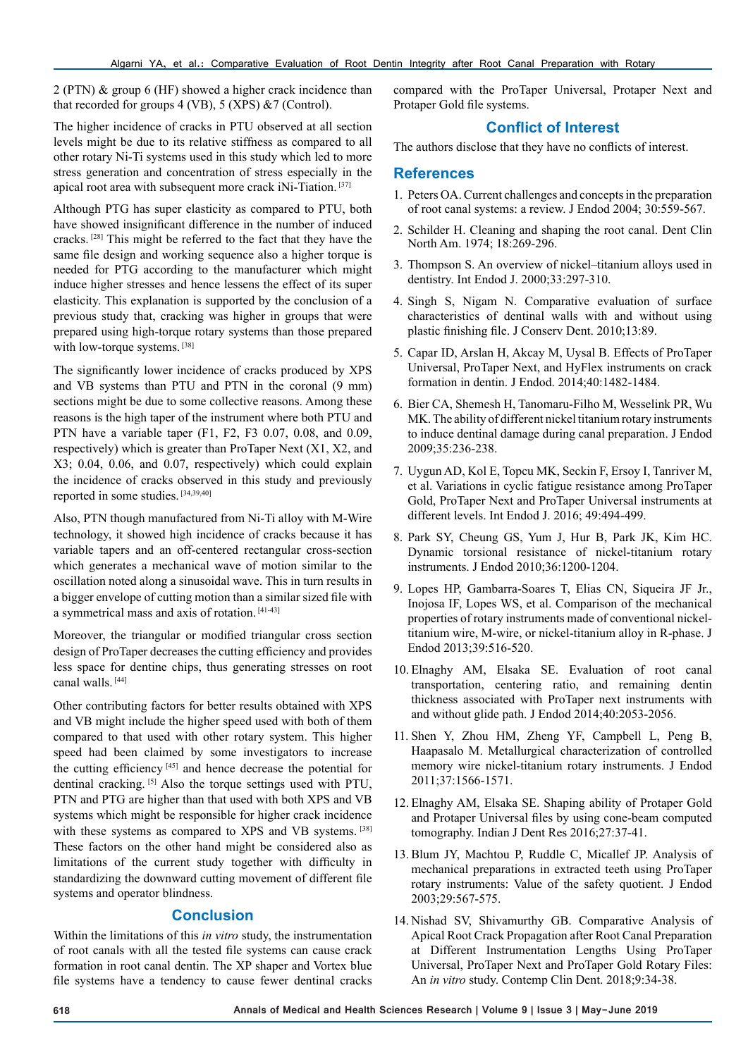2 (PTN) & group 6 (HF) showed a higher crack incidence than that recorded for groups 4 (VB), 5 (XPS) &7 (Control).

The higher incidence of cracks in PTU observed at all section levels might be due to its relative stiffness as compared to all other rotary Ni-Ti systems used in this study which led to more stress generation and concentration of stress especially in the apical root area with subsequent more crack iNi-Tiation. [37]

Although PTG has super elasticity as compared to PTU, both have showed insignificant difference in the number of induced cracks. [28] This might be referred to the fact that they have the same file design and working sequence also a higher torque is needed for PTG according to the manufacturer which might induce higher stresses and hence lessens the effect of its super elasticity. This explanation is supported by the conclusion of a previous study that, cracking was higher in groups that were prepared using high-torque rotary systems than those prepared with low-torque systems. [38]

The significantly lower incidence of cracks produced by XPS and VB systems than PTU and PTN in the coronal (9 mm) sections might be due to some collective reasons. Among these reasons is the high taper of the instrument where both PTU and PTN have a variable taper (F1, F2, F3 0.07, 0.08, and 0.09, respectively) which is greater than ProTaper Next (X1, X2, and X3; 0.04, 0.06, and 0.07, respectively) which could explain the incidence of cracks observed in this study and previously reported in some studies. [34,39,40]

Also, PTN though manufactured from Ni-Ti alloy with M-Wire technology, it showed high incidence of cracks because it has variable tapers and an off-centered rectangular cross-section which generates a mechanical wave of motion similar to the oscillation noted along a sinusoidal wave. This in turn results in a bigger envelope of cutting motion than a similar sized file with a symmetrical mass and axis of rotation. [41-43]

Moreover, the triangular or modified triangular cross section design of ProTaper decreases the cutting efficiency and provides less space for dentine chips, thus generating stresses on root canal walls. [44]

Other contributing factors for better results obtained with XPS and VB might include the higher speed used with both of them compared to that used with other rotary system. This higher speed had been claimed by some investigators to increase the cutting efficiency [45] and hence decrease the potential for dentinal cracking. [5] Also the torque settings used with PTU, PTN and PTG are higher than that used with both XPS and VB systems which might be responsible for higher crack incidence with these systems as compared to XPS and VB systems. [38] These factors on the other hand might be considered also as limitations of the current study together with difficulty in standardizing the downward cutting movement of different file systems and operator blindness.

## Conclusion

Within the limitations of this *in vitro* study, the instrumentation of root canals with all the tested file systems can cause crack formation in root canal dentin. The XP shaper and Vortex blue file systems have a tendency to cause fewer dentinal cracks compared with the ProTaper Universal, Protaper Next and Protaper Gold file systems.

## Conflict of Interest

The authors disclose that they have no conflicts of interest.

## References

1. Peters OA. Current challenges and concepts in the preparation of root canal systems: a review. J Endod 2004; 30:559-567.
2. Schilder H. Cleaning and shaping the root canal. Dent Clin North Am. 1974; 18:269-296.
3. Thompson S. An overview of nickel–titanium alloys used in dentistry. Int Endod J. 2000;33:297-310.
4. Singh S, Nigam N. Comparative evaluation of surface characteristics of dentinal walls with and without using plastic finishing file. J Conserv Dent. 2010;13:89.
5. Capar ID, Arslan H, Akcay M, Uysal B. Effects of ProTaper Universal, ProTaper Next, and HyFlex instruments on crack formation in dentin. J Endod. 2014;40:1482-1484.
6. Bier CA, Shemesh H, Tanomaru-Filho M, Wesselink PR, Wu MK. The ability of different nickel titanium rotary instruments to induce dentinal damage during canal preparation. J Endod 2009;35:236-238.
7. Uygun AD, Kol E, Topcu MK, Seckin F, Ersoy I, Tanriver M, et al. Variations in cyclic fatigue resistance among ProTaper Gold, ProTaper Next and ProTaper Universal instruments at different levels. Int Endod J. 2016; 49:494-499.
8. Park SY, Cheung GS, Yum J, Hur B, Park JK, Kim HC. Dynamic torsional resistance of nickel-titanium rotary instruments. J Endod 2010;36:1200-1204.
9. Lopes HP, Gambarra-Soares T, Elias CN, Siqueira JF Jr., Inojosa IF, Lopes WS, et al. Comparison of the mechanical properties of rotary instruments made of conventional nickel-titanium wire, M-wire, or nickel-titanium alloy in R-phase. J Endod 2013;39:516-520.
10. Elnaghy AM, Elsaka SE. Evaluation of root canal transportation, centering ratio, and remaining dentin thickness associated with ProTaper next instruments with and without glide path. J Endod 2014;40:2053-2056.
11. Shen Y, Zhou HM, Zheng YF, Campbell L, Peng B, Haapasalo M. Metallurgical characterization of controlled memory wire nickel-titanium rotary instruments. J Endod 2011;37:1566-1571.
12. Elnaghy AM, Elsaka SE. Shaping ability of Protaper Gold and Protaper Universal files by using cone-beam computed tomography. Indian J Dent Res 2016;27:37-41.
13. Blum JY, Machtou P, Ruddle C, Micallef JP. Analysis of mechanical preparations in extracted teeth using ProTaper rotary instruments: Value of the safety quotient. J Endod 2003;29:567-575.
14. Nishad SV, Shivamurthy GB. Comparative Analysis of Apical Root Crack Propagation after Root Canal Preparation at Different Instrumentation Lengths Using ProTaper Universal, ProTaper Next and ProTaper Gold Rotary Files: An *in vitro* study. Contemp Clin Dent. 2018;9:34-38.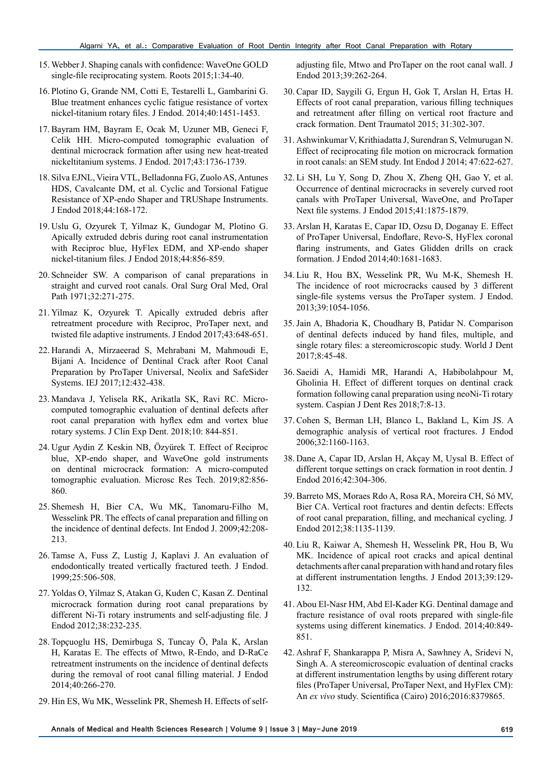15. Webber J. Shaping canals with confidence: WaveOne GOLD single-file reciprocating system. Roots 2015;1:34-40.
16. Plotino G, Grande NM, Cotti E, Testarelli L, Gambarini G. Blue treatment enhances cyclic fatigue resistance of vortex nickel-titanium rotary files. J Endod. 2014;40:1451-1453.
17. Bayram HM, Bayram E, Ocak M, Uzuner MB, Geneci F, Celik HH. Micro-computed tomographic evaluation of dentinal microcrack formation after using new heat-treated nickeltitanium systems. J Endod. 2017;43:1736-1739.
18. Silva EJNL, Vieira VTL, Belladonna FG, Zuolo AS, Antunes HDS, Cavalcante DM, et al. Cyclic and Torsional Fatigue Resistance of XP-endo Shaper and TRUShape Instruments. J Endod 2018;44:168-172.
19. Uslu G, Ozyurek T, Yilmaz K, Gundogar M, Plotino G. Apically extruded debris during root canal instrumentation with Reciproc blue, HyFlex EDM, and XP-endo shaper nickel-titanium files. J Endod 2018;44:856-859.
20. Schneider SW. A comparison of canal preparations in straight and curved root canals. Oral Surg Oral Med, Oral Path 1971;32:271-275.
21. Yilmaz K, Ozyurek T. Apically extruded debris after retreatment procedure with Reciproc, ProTaper next, and twisted file adaptive instruments. J Endod 2017;43:648-651.
22. Harandi A, Mirzaeerad S, Mehrabani M, Mahmoudi E, Bijani A. Incidence of Dentinal Crack after Root Canal Preparation by ProTaper Universal, Neolix and SafeSider Systems. IEJ 2017;12:432-438.
23. Mandava J, Yelisela RK, Arikatla SK, Ravi RC. Micro-computed tomographic evaluation of dentinal defects after root canal preparation with hyflex edm and vortex blue rotary systems. J Clin Exp Dent. 2018;10: 844-851.
24. Ugur Aydin Z Keskin NB, Özyürek T. Effect of Reciproc blue, XP-endo shaper, and WaveOne gold instruments on dentinal microcrack formation: A micro-computed tomographic evaluation. Microsc Res Tech. 2019;82:856-860.
25. Shemesh H, Bier CA, Wu MK, Tanomaru-Filho M, Wesselink PR. The effects of canal preparation and filling on the incidence of dentinal defects. Int Endod J. 2009;42:208-213.
26. Tamse A, Fuss Z, Lustig J, Kaplavi J. An evaluation of endodontically treated vertically fractured teeth. J Endod. 1999;25:506-508.
27. Yoldas O, Yilmaz S, Atakan G, Kuden C, Kasan Z. Dentinal microcrack formation during root canal preparations by different Ni-Ti rotary instruments and self-adjusting file. J Endod 2012;38:232-235.
28. Topçuoglu HS, Demirbuga S, Tuncay Ö, Pala K, Arslan H, Karatas E. The effects of Mtwo, R-Endo, and D-RaCe retreatment instruments on the incidence of dentinal defects during the removal of root canal filling material. J Endod 2014;40:266-270.
29. Hin ES, Wu MK, Wesselink PR, Shemesh H. Effects of self-adjusting file, Mtwo and ProTaper on the root canal wall. J Endod 2013;39:262-264.
30. Capar ID, Saygili G, Ergun H, Gok T, Arslan H, Ertas H. Effects of root canal preparation, various filling techniques and retreatment after filling on vertical root fracture and crack formation. Dent Traumatol 2015; 31:302-307.
31. Ashwinkumar V, Krithiadatta J, Surendran S, Velmurugan N. Effect of reciprocating file motion on microcrack formation in root canals: an SEM study. Int Endod J 2014; 47:622-627.
32. Li SH, Lu Y, Song D, Zhou X, Zheng QH, Gao Y, et al. Occurrence of dentinal microcracks in severely curved root canals with ProTaper Universal, WaveOne, and ProTaper Next file systems. J Endod 2015;41:1875-1879.
33. Arslan H, Karatas E, Capar ID, Ozsu D, Doganay E. Effect of ProTaper Universal, Endoflare, Revo-S, HyFlex coronal flaring instruments, and Gates Glidden drills on crack formation. J Endod 2014;40:1681-1683.
34. Liu R, Hou BX, Wesselink PR, Wu M-K, Shemesh H. The incidence of root microcracks caused by 3 different single-file systems versus the ProTaper system. J Endod. 2013;39:1054-1056.
35. Jain A, Bhadoria K, Choudhary B, Patidar N. Comparison of dentinal defects induced by hand files, multiple, and single rotary files: a stereomicroscopic study. World J Dent 2017;8:45-48.
36. Saeidi A, Hamidi MR, Harandi A, Habibolahpour M, Gholinia H. Effect of different torques on dentinal crack formation following canal preparation using neoNi-Ti rotary system. Caspian J Dent Res 2018;7:8-13.
37. Cohen S, Berman LH, Blanco L, Bakland L, Kim JS. A demographic analysis of vertical root fractures. J Endod 2006;32:1160-1163.
38. Dane A, Capar ID, Arslan H, Akçay M, Uysal B. Effect of different torque settings on crack formation in root dentin. J Endod 2016;42:304-306.
39. Barreto MS, Moraes Rdo A, Rosa RA, Moreira CH, Só MV, Bier CA. Vertical root fractures and dentin defects: Effects of root canal preparation, filling, and mechanical cycling. J Endod 2012;38:1135-1139.
40. Liu R, Kaiwar A, Shemesh H, Wesselink PR, Hou B, Wu MK. Incidence of apical root cracks and apical dentinal detachments after canal preparation with hand and rotary files at different instrumentation lengths. J Endod 2013;39:129-132.
41. Abou El-Nasr HM, Abd El-Kader KG. Dentinal damage and fracture resistance of oval roots prepared with single-file systems using different kinematics. J Endod. 2014;40:849-851.
42. Ashraf F, Shankarappa P, Misra A, Sawhney A, Sridevi N, Singh A. A stereomicroscopic evaluation of dentinal cracks at different instrumentation lengths by using different rotary files (ProTaper Universal, ProTaper Next, and HyFlex CM): An *ex vivo* study. Scientifica (Cairo) 2016;2016:8379865.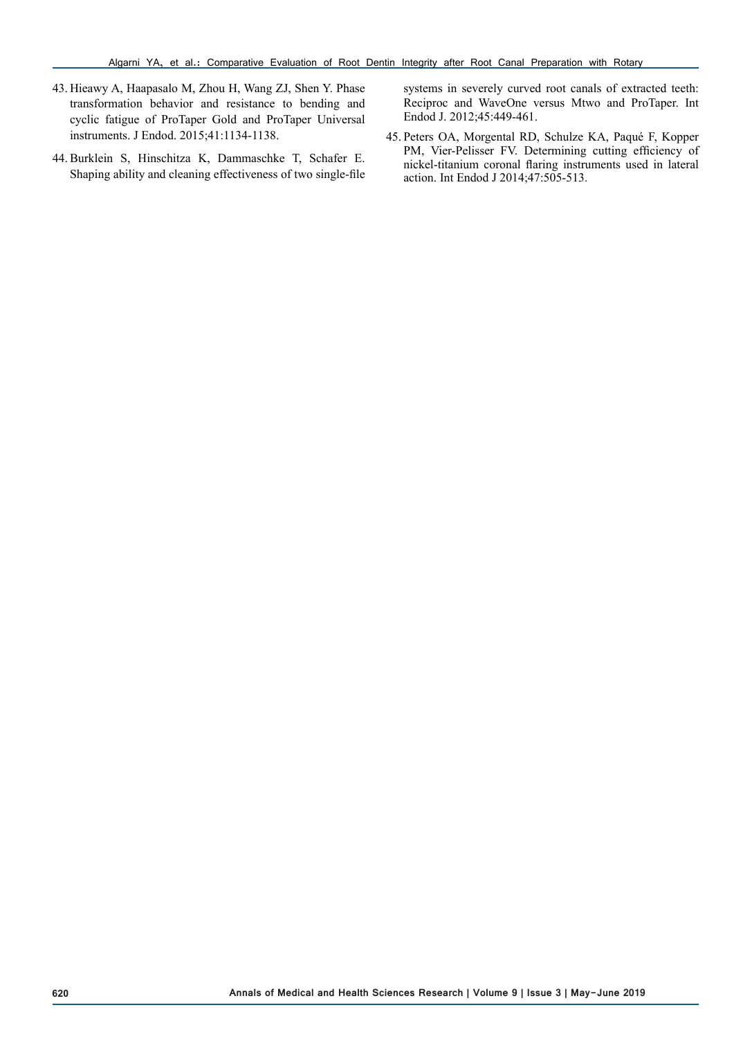43. Hieawy A, Haapasalo M, Zhou H, Wang ZJ, Shen Y. Phase transformation behavior and resistance to bending and cyclic fatigue of ProTaper Gold and ProTaper Universal instruments. J Endod. 2015;41:1134-1138.
44. Burklein S, Hinschitza K, Dammaschke T, Schafer E. Shaping ability and cleaning effectiveness of two single-file systems in severely curved root canals of extracted teeth: Reciproc and WaveOne versus Mtwo and ProTaper. Int Endod J. 2012;45:449-461.
45. Peters OA, Morgental RD, Schulze KA, Paqué F, Kopper PM, Vier-Pelisser FV. Determining cutting efficiency of nickel-titanium coronal flaring instruments used in lateral action. Int Endod J 2014;47:505-513.